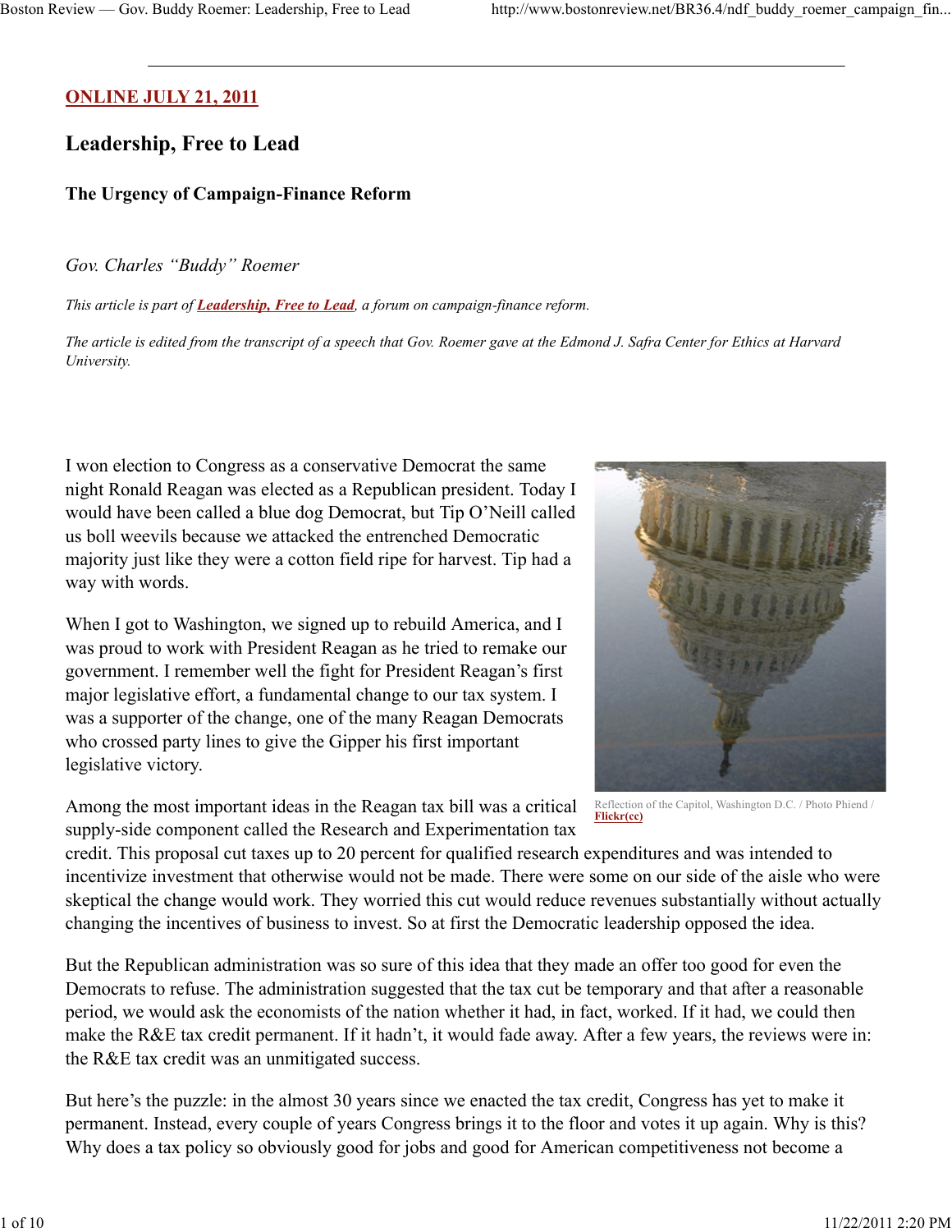**ONLINE JULY 21, 2011**

# Leadership, Free to Lead

## The Urgency of Campaign-Finance Reform

*Gov. Charles "Buddy" Roemer*

*This article is part of* ***Leadership, Free to Lead****, a forum on campaign-finance reform.*

*The article is edited from the transcript of a speech that Gov. Roemer gave at the Edmond J. Safra Center for Ethics at Harvard University.*

I won election to Congress as a conservative Democrat the same night Ronald Reagan was elected as a Republican president. Today I would have been called a blue dog Democrat, but Tip O'Neill called us boll weevils because we attacked the entrenched Democratic majority just like they were a cotton field ripe for harvest. Tip had a way with words.

When I got to Washington, we signed up to rebuild America, and I was proud to work with President Reagan as he tried to remake our government. I remember well the fight for President Reagan's first major legislative effort, a fundamental change to our tax system. I was a supporter of the change, one of the many Reagan Democrats who crossed party lines to give the Gipper his first important legislative victory.

Reflection of the Capitol, Washington D.C. / Photo Phiend / Flickr(cc)

Among the most important ideas in the Reagan tax bill was a critical supply-side component called the Research and Experimentation tax credit. This proposal cut taxes up to 20 percent for qualified research expenditures and was intended to incentivize investment that otherwise would not be made. There were some on our side of the aisle who were skeptical the change would work. They worried this cut would reduce revenues substantially without actually changing the incentives of business to invest. So at first the Democratic leadership opposed the idea.

But the Republican administration was so sure of this idea that they made an offer too good for even the Democrats to refuse. The administration suggested that the tax cut be temporary and that after a reasonable period, we would ask the economists of the nation whether it had, in fact, worked. If it had, we could then make the R&E tax credit permanent. If it hadn't, it would fade away. After a few years, the reviews were in: the R&E tax credit was an unmitigated success.

But here's the puzzle: in the almost 30 years since we enacted the tax credit, Congress has yet to make it permanent. Instead, every couple of years Congress brings it to the floor and votes it up again. Why is this? Why does a tax policy so obviously good for jobs and good for American competitiveness not become a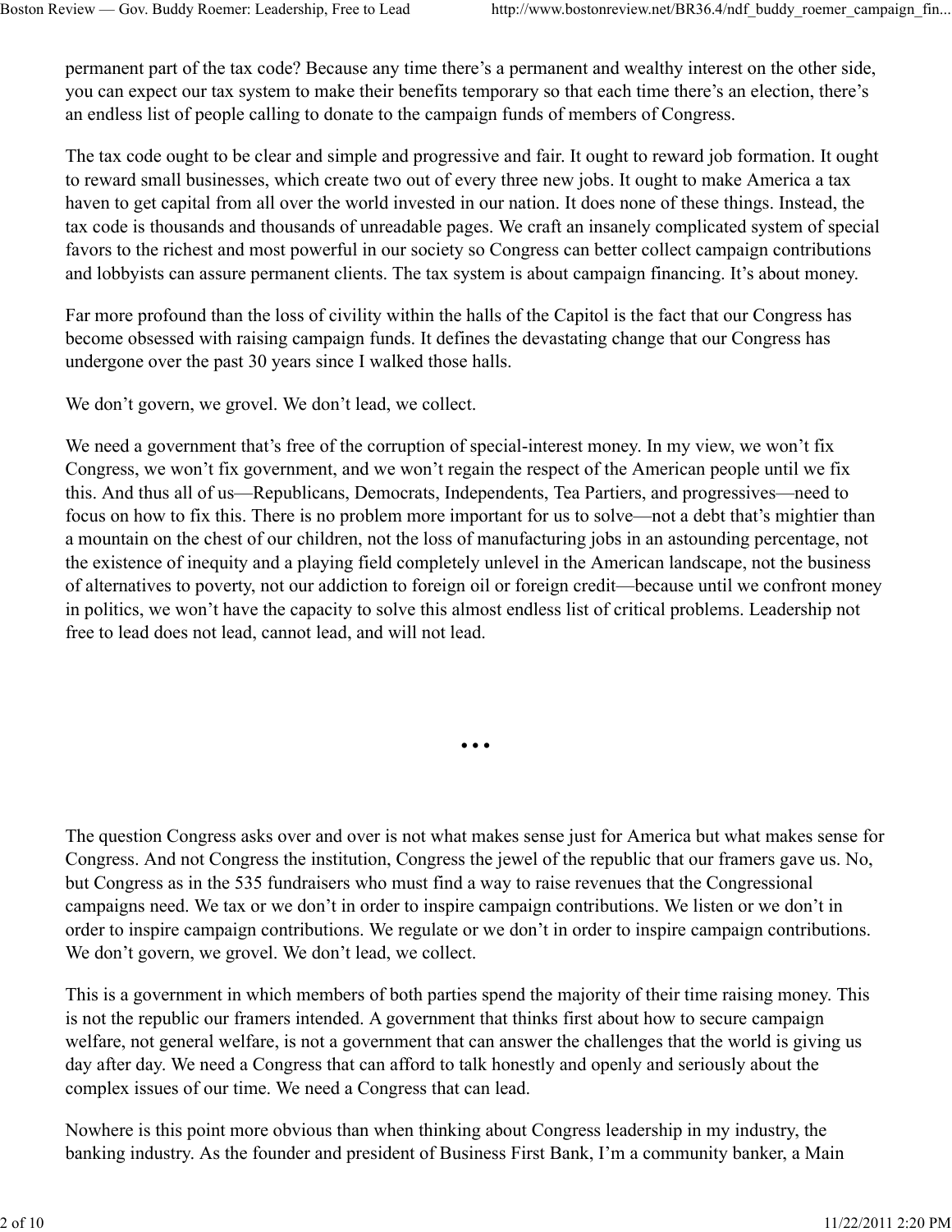permanent part of the tax code? Because any time there's a permanent and wealthy interest on the other side, you can expect our tax system to make their benefits temporary so that each time there's an election, there's an endless list of people calling to donate to the campaign funds of members of Congress.

The tax code ought to be clear and simple and progressive and fair. It ought to reward job formation. It ought to reward small businesses, which create two out of every three new jobs. It ought to make America a tax haven to get capital from all over the world invested in our nation. It does none of these things. Instead, the tax code is thousands and thousands of unreadable pages. We craft an insanely complicated system of special favors to the richest and most powerful in our society so Congress can better collect campaign contributions and lobbyists can assure permanent clients. The tax system is about campaign financing. It's about money.

Far more profound than the loss of civility within the halls of the Capitol is the fact that our Congress has become obsessed with raising campaign funds. It defines the devastating change that our Congress has undergone over the past 30 years since I walked those halls.

We don't govern, we grovel. We don't lead, we collect.

We need a government that's free of the corruption of special-interest money. In my view, we won't fix Congress, we won't fix government, and we won't regain the respect of the American people until we fix this. And thus all of us—Republicans, Democrats, Independents, Tea Partiers, and progressives—need to focus on how to fix this. There is no problem more important for us to solve—not a debt that's mightier than a mountain on the chest of our children, not the loss of manufacturing jobs in an astounding percentage, not the existence of inequity and a playing field completely unlevel in the American landscape, not the business of alternatives to poverty, not our addiction to foreign oil or foreign credit—because until we confront money in politics, we won't have the capacity to solve this almost endless list of critical problems. Leadership not free to lead does not lead, cannot lead, and will not lead.

•••

The question Congress asks over and over is not what makes sense just for America but what makes sense for Congress. And not Congress the institution, Congress the jewel of the republic that our framers gave us. No, but Congress as in the 535 fundraisers who must find a way to raise revenues that the Congressional campaigns need. We tax or we don't in order to inspire campaign contributions. We listen or we don't in order to inspire campaign contributions. We regulate or we don't in order to inspire campaign contributions. We don't govern, we grovel. We don't lead, we collect.

This is a government in which members of both parties spend the majority of their time raising money. This is not the republic our framers intended. A government that thinks first about how to secure campaign welfare, not general welfare, is not a government that can answer the challenges that the world is giving us day after day. We need a Congress that can afford to talk honestly and openly and seriously about the complex issues of our time. We need a Congress that can lead.

Nowhere is this point more obvious than when thinking about Congress leadership in my industry, the banking industry. As the founder and president of Business First Bank, I'm a community banker, a Main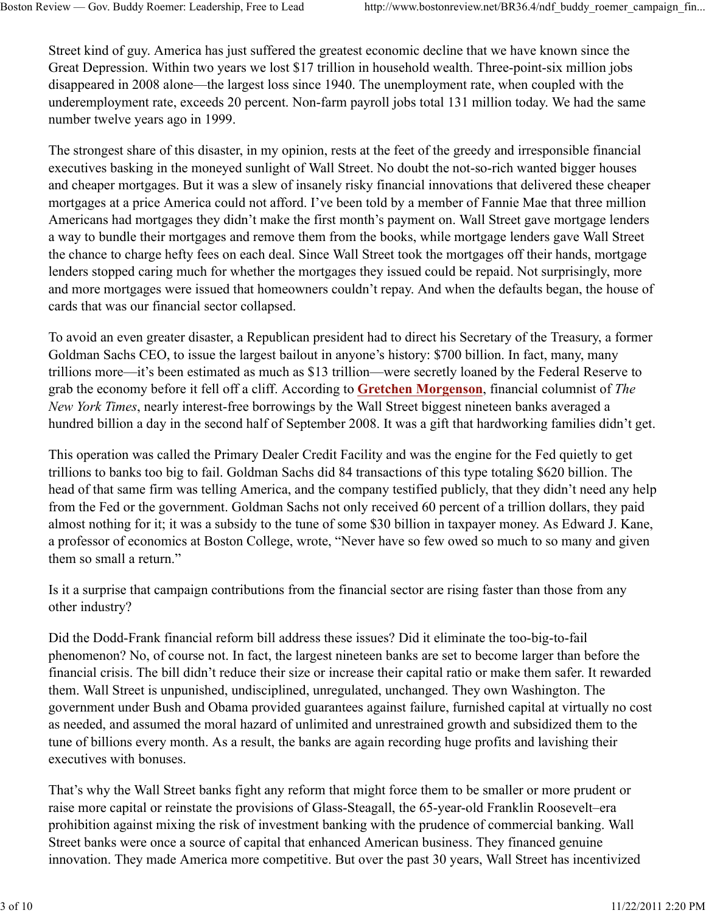Street kind of guy. America has just suffered the greatest economic decline that we have known since the Great Depression. Within two years we lost $17 trillion in household wealth. Three-point-six million jobs disappeared in 2008 alone—the largest loss since 1940. The unemployment rate, when coupled with the underemployment rate, exceeds 20 percent. Non-farm payroll jobs total 131 million today. We had the same number twelve years ago in 1999.

The strongest share of this disaster, in my opinion, rests at the feet of the greedy and irresponsible financial executives basking in the moneyed sunlight of Wall Street. No doubt the not-so-rich wanted bigger houses and cheaper mortgages. But it was a slew of insanely risky financial innovations that delivered these cheaper mortgages at a price America could not afford. I've been told by a member of Fannie Mae that three million Americans had mortgages they didn't make the first month's payment on. Wall Street gave mortgage lenders a way to bundle their mortgages and remove them from the books, while mortgage lenders gave Wall Street the chance to charge hefty fees on each deal. Since Wall Street took the mortgages off their hands, mortgage lenders stopped caring much for whether the mortgages they issued could be repaid. Not surprisingly, more and more mortgages were issued that homeowners couldn't repay. And when the defaults began, the house of cards that was our financial sector collapsed.

To avoid an even greater disaster, a Republican president had to direct his Secretary of the Treasury, a former Goldman Sachs CEO, to issue the largest bailout in anyone's history: $700 billion. In fact, many, many trillions more—it's been estimated as much as $13 trillion—were secretly loaned by the Federal Reserve to grab the economy before it fell off a cliff. According to **Gretchen Morgenson**, financial columnist of *The New York Times*, nearly interest-free borrowings by the Wall Street biggest nineteen banks averaged a hundred billion a day in the second half of September 2008. It was a gift that hardworking families didn't get.

This operation was called the Primary Dealer Credit Facility and was the engine for the Fed quietly to get trillions to banks too big to fail. Goldman Sachs did 84 transactions of this type totaling $620 billion. The head of that same firm was telling America, and the company testified publicly, that they didn't need any help from the Fed or the government. Goldman Sachs not only received 60 percent of a trillion dollars, they paid almost nothing for it; it was a subsidy to the tune of some $30 billion in taxpayer money. As Edward J. Kane, a professor of economics at Boston College, wrote, "Never have so few owed so much to so many and given them so small a return."

Is it a surprise that campaign contributions from the financial sector are rising faster than those from any other industry?

Did the Dodd-Frank financial reform bill address these issues? Did it eliminate the too-big-to-fail phenomenon? No, of course not. In fact, the largest nineteen banks are set to become larger than before the financial crisis. The bill didn't reduce their size or increase their capital ratio or make them safer. It rewarded them. Wall Street is unpunished, undisciplined, unregulated, unchanged. They own Washington. The government under Bush and Obama provided guarantees against failure, furnished capital at virtually no cost as needed, and assumed the moral hazard of unlimited and unrestrained growth and subsidized them to the tune of billions every month. As a result, the banks are again recording huge profits and lavishing their executives with bonuses.

That's why the Wall Street banks fight any reform that might force them to be smaller or more prudent or raise more capital or reinstate the provisions of Glass-Steagall, the 65-year-old Franklin Roosevelt–era prohibition against mixing the risk of investment banking with the prudence of commercial banking. Wall Street banks were once a source of capital that enhanced American business. They financed genuine innovation. They made America more competitive. But over the past 30 years, Wall Street has incentivized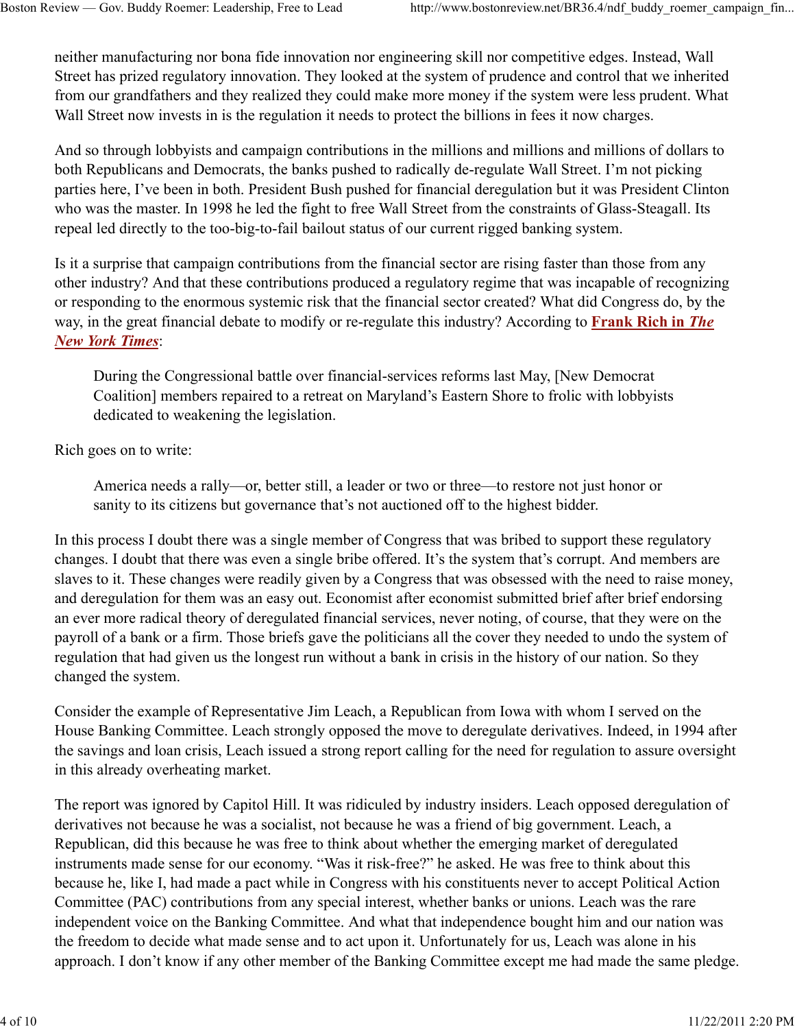neither manufacturing nor bona fide innovation nor engineering skill nor competitive edges. Instead, Wall Street has prized regulatory innovation. They looked at the system of prudence and control that we inherited from our grandfathers and they realized they could make more money if the system were less prudent. What Wall Street now invests in is the regulation it needs to protect the billions in fees it now charges.

And so through lobbyists and campaign contributions in the millions and millions and millions of dollars to both Republicans and Democrats, the banks pushed to radically de-regulate Wall Street. I'm not picking parties here, I've been in both. President Bush pushed for financial deregulation but it was President Clinton who was the master. In 1998 he led the fight to free Wall Street from the constraints of Glass-Steagall. Its repeal led directly to the too-big-to-fail bailout status of our current rigged banking system.

Is it a surprise that campaign contributions from the financial sector are rising faster than those from any other industry? And that these contributions produced a regulatory regime that was incapable of recognizing or responding to the enormous systemic risk that the financial sector created? What did Congress do, by the way, in the great financial debate to modify or re-regulate this industry? According to **Frank Rich in *The New York Times***:

> During the Congressional battle over financial-services reforms last May, [New Democrat Coalition] members repaired to a retreat on Maryland's Eastern Shore to frolic with lobbyists dedicated to weakening the legislation.

Rich goes on to write:

> America needs a rally—or, better still, a leader or two or three—to restore not just honor or sanity to its citizens but governance that's not auctioned off to the highest bidder.

In this process I doubt there was a single member of Congress that was bribed to support these regulatory changes. I doubt that there was even a single bribe offered. It's the system that's corrupt. And members are slaves to it. These changes were readily given by a Congress that was obsessed with the need to raise money, and deregulation for them was an easy out. Economist after economist submitted brief after brief endorsing an ever more radical theory of deregulated financial services, never noting, of course, that they were on the payroll of a bank or a firm. Those briefs gave the politicians all the cover they needed to undo the system of regulation that had given us the longest run without a bank in crisis in the history of our nation. So they changed the system.

Consider the example of Representative Jim Leach, a Republican from Iowa with whom I served on the House Banking Committee. Leach strongly opposed the move to deregulate derivatives. Indeed, in 1994 after the savings and loan crisis, Leach issued a strong report calling for the need for regulation to assure oversight in this already overheating market.

The report was ignored by Capitol Hill. It was ridiculed by industry insiders. Leach opposed deregulation of derivatives not because he was a socialist, not because he was a friend of big government. Leach, a Republican, did this because he was free to think about whether the emerging market of deregulated instruments made sense for our economy. "Was it risk-free?" he asked. He was free to think about this because he, like I, had made a pact while in Congress with his constituents never to accept Political Action Committee (PAC) contributions from any special interest, whether banks or unions. Leach was the rare independent voice on the Banking Committee. And what that independence bought him and our nation was the freedom to decide what made sense and to act upon it. Unfortunately for us, Leach was alone in his approach. I don't know if any other member of the Banking Committee except me had made the same pledge.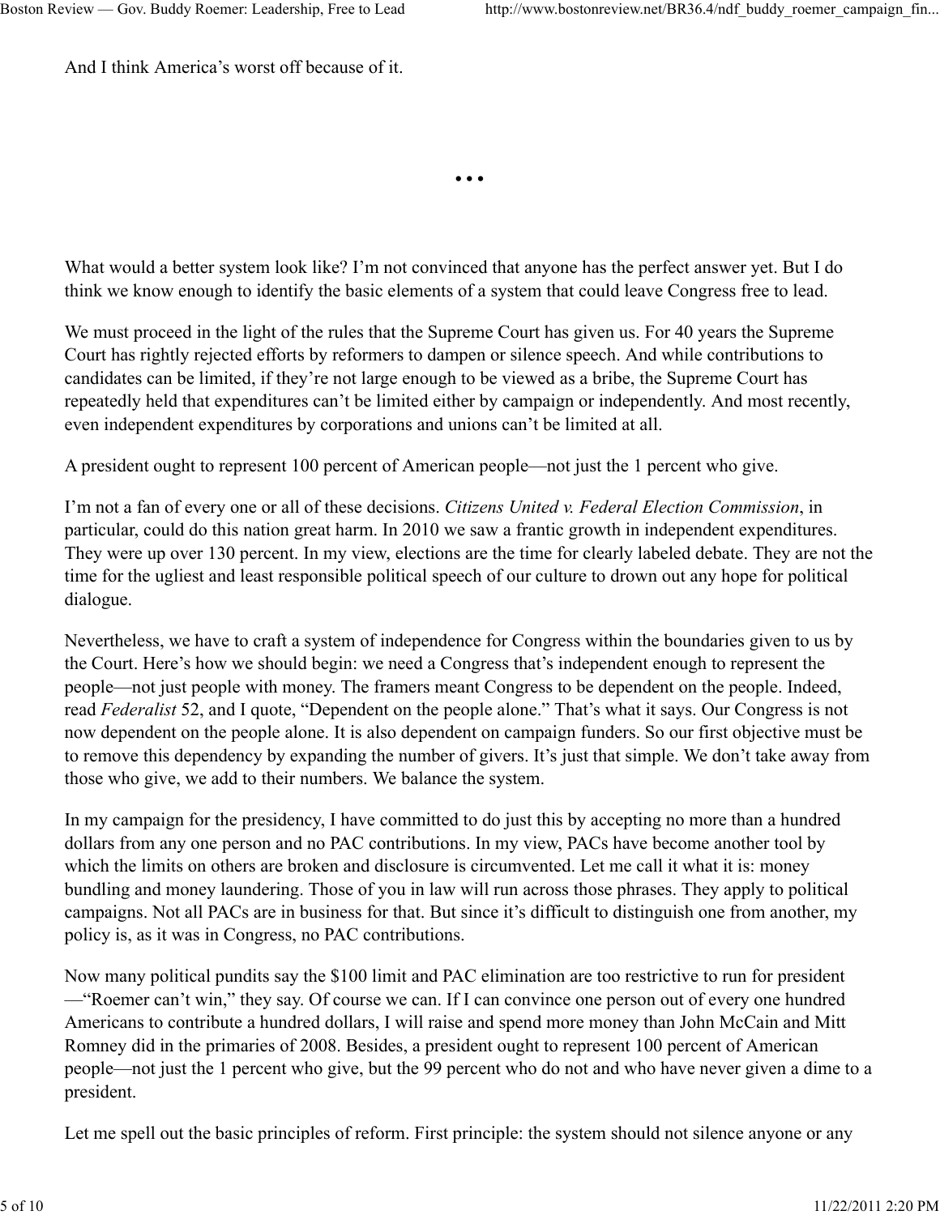And I think America's worst off because of it.

…

What would a better system look like? I'm not convinced that anyone has the perfect answer yet. But I do think we know enough to identify the basic elements of a system that could leave Congress free to lead.

We must proceed in the light of the rules that the Supreme Court has given us. For 40 years the Supreme Court has rightly rejected efforts by reformers to dampen or silence speech. And while contributions to candidates can be limited, if they're not large enough to be viewed as a bribe, the Supreme Court has repeatedly held that expenditures can't be limited either by campaign or independently. And most recently, even independent expenditures by corporations and unions can't be limited at all.

A president ought to represent 100 percent of American people—not just the 1 percent who give.

I'm not a fan of every one or all of these decisions. *Citizens United v. Federal Election Commission*, in particular, could do this nation great harm. In 2010 we saw a frantic growth in independent expenditures. They were up over 130 percent. In my view, elections are the time for clearly labeled debate. They are not the time for the ugliest and least responsible political speech of our culture to drown out any hope for political dialogue.

Nevertheless, we have to craft a system of independence for Congress within the boundaries given to us by the Court. Here's how we should begin: we need a Congress that's independent enough to represent the people—not just people with money. The framers meant Congress to be dependent on the people. Indeed, read *Federalist* 52, and I quote, "Dependent on the people alone." That's what it says. Our Congress is not now dependent on the people alone. It is also dependent on campaign funders. So our first objective must be to remove this dependency by expanding the number of givers. It's just that simple. We don't take away from those who give, we add to their numbers. We balance the system.

In my campaign for the presidency, I have committed to do just this by accepting no more than a hundred dollars from any one person and no PAC contributions. In my view, PACs have become another tool by which the limits on others are broken and disclosure is circumvented. Let me call it what it is: money bundling and money laundering. Those of you in law will run across those phrases. They apply to political campaigns. Not all PACs are in business for that. But since it's difficult to distinguish one from another, my policy is, as it was in Congress, no PAC contributions.

Now many political pundits say the $100 limit and PAC elimination are too restrictive to run for president—"Roemer can't win," they say. Of course we can. If I can convince one person out of every one hundred Americans to contribute a hundred dollars, I will raise and spend more money than John McCain and Mitt Romney did in the primaries of 2008. Besides, a president ought to represent 100 percent of American people—not just the 1 percent who give, but the 99 percent who do not and who have never given a dime to a president.

Let me spell out the basic principles of reform. First principle: the system should not silence anyone or any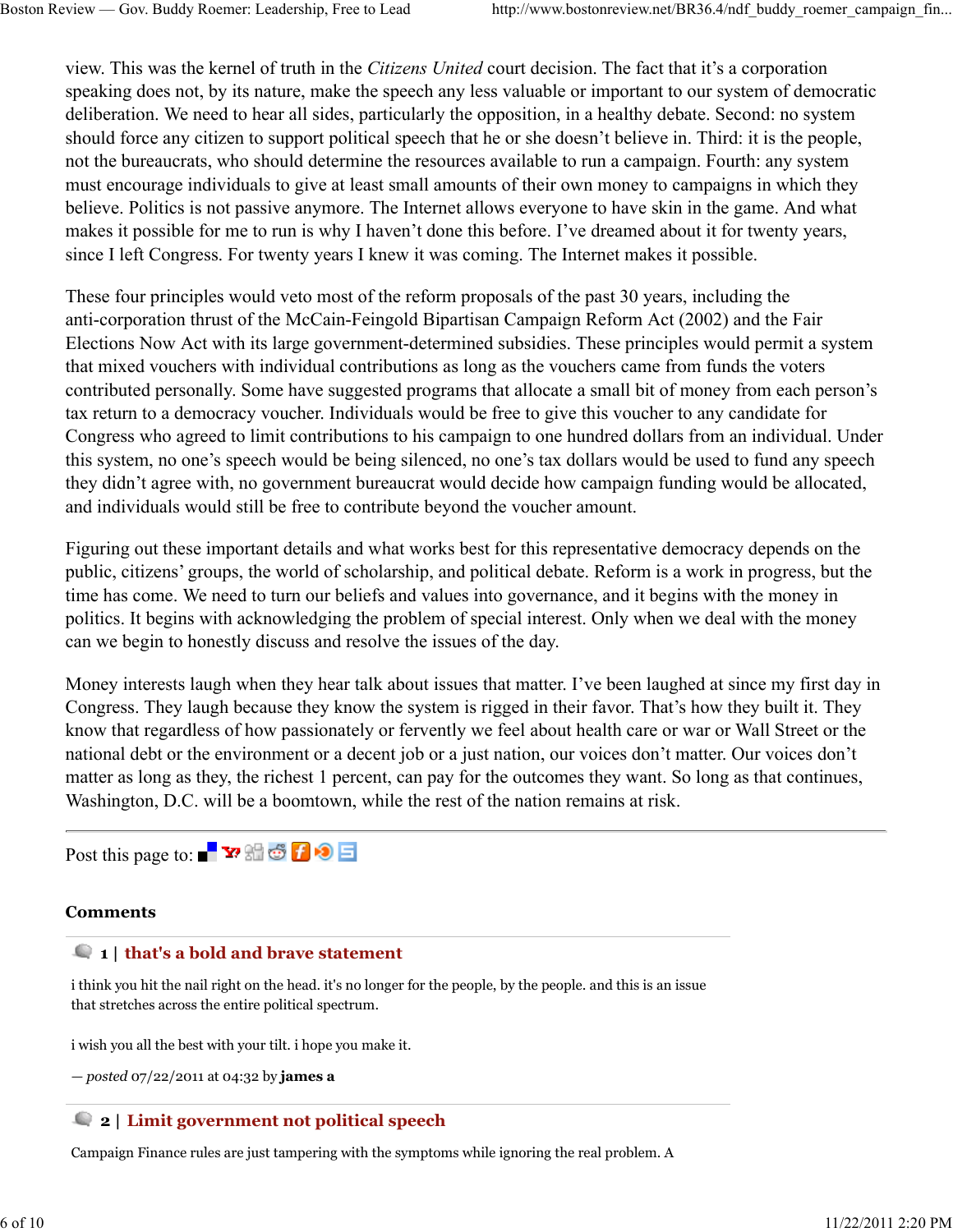view. This was the kernel of truth in the *Citizens United* court decision. The fact that it's a corporation speaking does not, by its nature, make the speech any less valuable or important to our system of democratic deliberation. We need to hear all sides, particularly the opposition, in a healthy debate. Second: no system should force any citizen to support political speech that he or she doesn't believe in. Third: it is the people, not the bureaucrats, who should determine the resources available to run a campaign. Fourth: any system must encourage individuals to give at least small amounts of their own money to campaigns in which they believe. Politics is not passive anymore. The Internet allows everyone to have skin in the game. And what makes it possible for me to run is why I haven't done this before. I've dreamed about it for twenty years, since I left Congress. For twenty years I knew it was coming. The Internet makes it possible.

These four principles would veto most of the reform proposals of the past 30 years, including the anti-corporation thrust of the McCain-Feingold Bipartisan Campaign Reform Act (2002) and the Fair Elections Now Act with its large government-determined subsidies. These principles would permit a system that mixed vouchers with individual contributions as long as the vouchers came from funds the voters contributed personally. Some have suggested programs that allocate a small bit of money from each person's tax return to a democracy voucher. Individuals would be free to give this voucher to any candidate for Congress who agreed to limit contributions to his campaign to one hundred dollars from an individual. Under this system, no one's speech would be being silenced, no one's tax dollars would be used to fund any speech they didn't agree with, no government bureaucrat would decide how campaign funding would be allocated, and individuals would still be free to contribute beyond the voucher amount.

Figuring out these important details and what works best for this representative democracy depends on the public, citizens' groups, the world of scholarship, and political debate. Reform is a work in progress, but the time has come. We need to turn our beliefs and values into governance, and it begins with the money in politics. It begins with acknowledging the problem of special interest. Only when we deal with the money can we begin to honestly discuss and resolve the issues of the day.

Money interests laugh when they hear talk about issues that matter. I've been laughed at since my first day in Congress. They laugh because they know the system is rigged in their favor. That's how they built it. They know that regardless of how passionately or fervently we feel about health care or war or Wall Street or the national debt or the environment or a decent job or a just nation, our voices don't matter. Our voices don't matter as long as they, the richest 1 percent, can pay for the outcomes they want. So long as that continues, Washington, D.C. will be a boomtown, while the rest of the nation remains at risk.

---

Post this page to:

### Comments

**1 | that's a bold and brave statement**

i think you hit the nail right on the head. it's no longer for the people, by the people. and this is an issue that stretches across the entire political spectrum.

i wish you all the best with your tilt. i hope you make it.

— *posted* 07/22/2011 at 04:32 by **james a**

**2 | Limit government not political speech**

Campaign Finance rules are just tampering with the symptoms while ignoring the real problem. A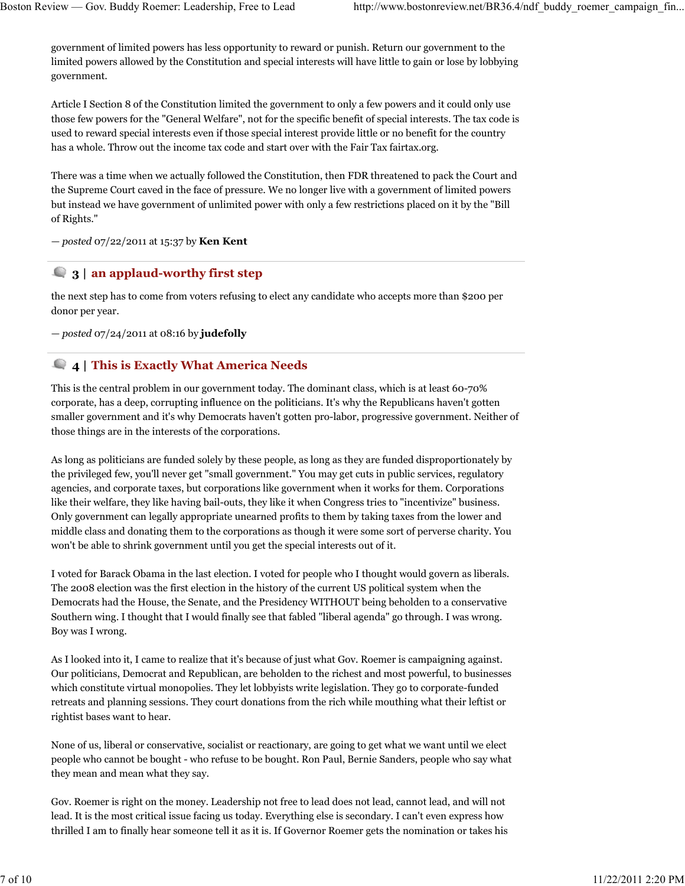government of limited powers has less opportunity to reward or punish. Return our government to the limited powers allowed by the Constitution and special interests will have little to gain or lose by lobbying government.

Article I Section 8 of the Constitution limited the government to only a few powers and it could only use those few powers for the "General Welfare", not for the specific benefit of special interests. The tax code is used to reward special interests even if those special interest provide little or no benefit for the country has a whole. Throw out the income tax code and start over with the Fair Tax fairtax.org.

There was a time when we actually followed the Constitution, then FDR threatened to pack the Court and the Supreme Court caved in the face of pressure. We no longer live with a government of limited powers but instead we have government of unlimited power with only a few restrictions placed on it by the "Bill of Rights."

— *posted* 07/22/2011 at 15:37 by **Ken Kent**

### 3 | an applaud-worthy first step

the next step has to come from voters refusing to elect any candidate who accepts more than $200 per donor per year.

— *posted* 07/24/2011 at 08:16 by **judefolly**

### 4 | This is Exactly What America Needs

This is the central problem in our government today. The dominant class, which is at least 60-70% corporate, has a deep, corrupting influence on the politicians. It's why the Republicans haven't gotten smaller government and it's why Democrats haven't gotten pro-labor, progressive government. Neither of those things are in the interests of the corporations.

As long as politicians are funded solely by these people, as long as they are funded disproportionately by the privileged few, you'll never get "small government." You may get cuts in public services, regulatory agencies, and corporate taxes, but corporations like government when it works for them. Corporations like their welfare, they like having bail-outs, they like it when Congress tries to "incentivize" business. Only government can legally appropriate unearned profits to them by taking taxes from the lower and middle class and donating them to the corporations as though it were some sort of perverse charity. You won't be able to shrink government until you get the special interests out of it.

I voted for Barack Obama in the last election. I voted for people who I thought would govern as liberals. The 2008 election was the first election in the history of the current US political system when the Democrats had the House, the Senate, and the Presidency WITHOUT being beholden to a conservative Southern wing. I thought that I would finally see that fabled "liberal agenda" go through. I was wrong. Boy was I wrong.

As I looked into it, I came to realize that it's because of just what Gov. Roemer is campaigning against. Our politicians, Democrat and Republican, are beholden to the richest and most powerful, to businesses which constitute virtual monopolies. They let lobbyists write legislation. They go to corporate-funded retreats and planning sessions. They court donations from the rich while mouthing what their leftist or rightist bases want to hear.

None of us, liberal or conservative, socialist or reactionary, are going to get what we want until we elect people who cannot be bought - who refuse to be bought. Ron Paul, Bernie Sanders, people who say what they mean and mean what they say.

Gov. Roemer is right on the money. Leadership not free to lead does not lead, cannot lead, and will not lead. It is the most critical issue facing us today. Everything else is secondary. I can't even express how thrilled I am to finally hear someone tell it as it is. If Governor Roemer gets the nomination or takes his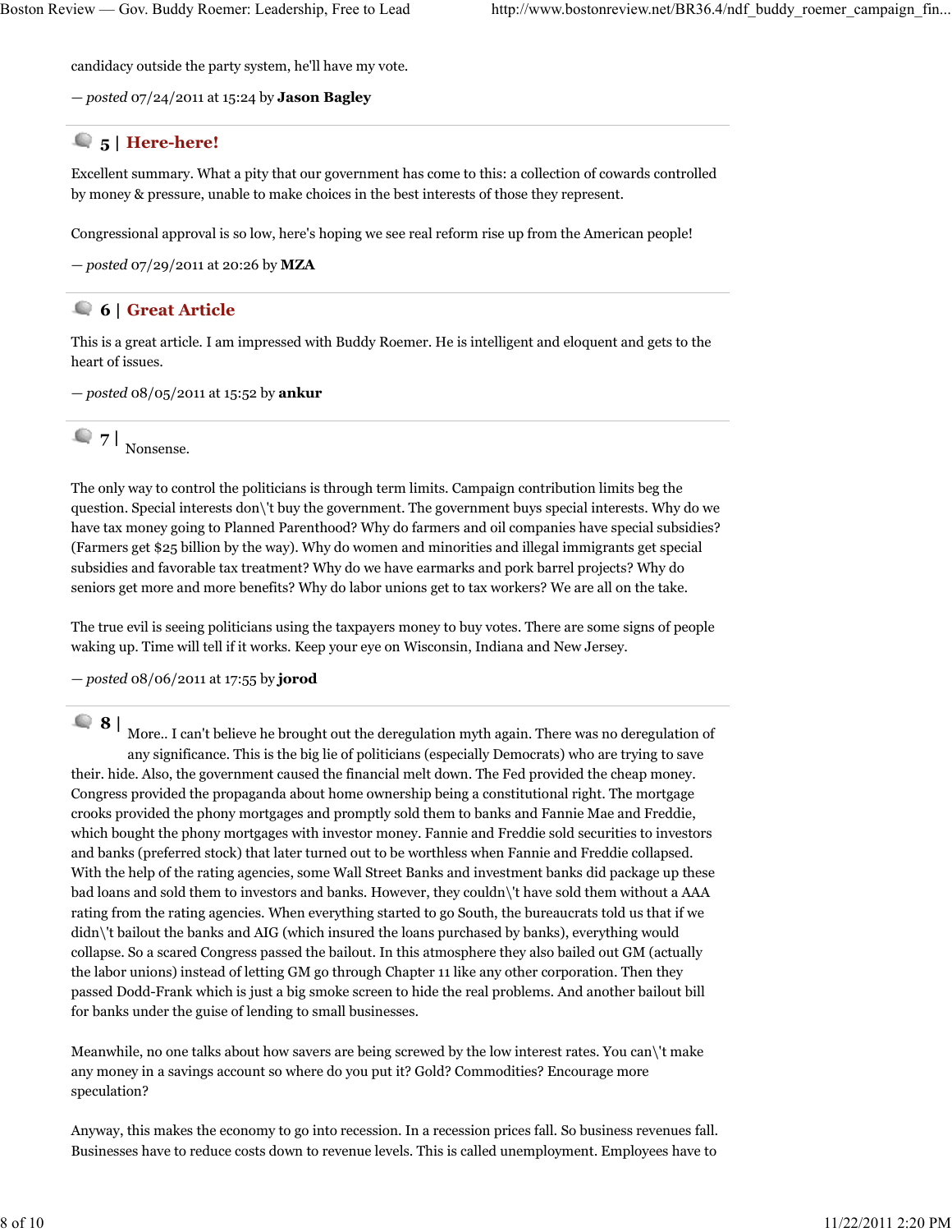candidacy outside the party system, he'll have my vote.

— *posted* 07/24/2011 at 15:24 by **Jason Bagley**

### 5 | Here-here!

Excellent summary. What a pity that our government has come to this: a collection of cowards controlled by money & pressure, unable to make choices in the best interests of those they represent.

Congressional approval is so low, here's hoping we see real reform rise up from the American people!

— *posted* 07/29/2011 at 20:26 by **MZA**

### 6 | Great Article

This is a great article. I am impressed with Buddy Roemer. He is intelligent and eloquent and gets to the heart of issues.

— *posted* 08/05/2011 at 15:52 by **ankur**

### 7 |

Nonsense.

The only way to control the politicians is through term limits. Campaign contribution limits beg the question. Special interests don\'t buy the government. The government buys special interests. Why do we have tax money going to Planned Parenthood? Why do farmers and oil companies have special subsidies? (Farmers get $25 billion by the way). Why do women and minorities and illegal immigrants get special subsidies and favorable tax treatment? Why do we have earmarks and pork barrel projects? Why do seniors get more and more benefits? Why do labor unions get to tax workers? We are all on the take.

The true evil is seeing politicians using the taxpayers money to buy votes. There are some signs of people waking up. Time will tell if it works. Keep your eye on Wisconsin, Indiana and New Jersey.

— *posted* 08/06/2011 at 17:55 by **jorod**

### 8 |

More.. I can't believe he brought out the deregulation myth again. There was no deregulation of any significance. This is the big lie of politicians (especially Democrats) who are trying to save their. hide. Also, the government caused the financial melt down. The Fed provided the cheap money. Congress provided the propaganda about home ownership being a constitutional right. The mortgage crooks provided the phony mortgages and promptly sold them to banks and Fannie Mae and Freddie, which bought the phony mortgages with investor money. Fannie and Freddie sold securities to investors and banks (preferred stock) that later turned out to be worthless when Fannie and Freddie collapsed. With the help of the rating agencies, some Wall Street Banks and investment banks did package up these bad loans and sold them to investors and banks. However, they couldn\'t have sold them without a AAA rating from the rating agencies. When everything started to go South, the bureaucrats told us that if we didn\'t bailout the banks and AIG (which insured the loans purchased by banks), everything would collapse. So a scared Congress passed the bailout. In this atmosphere they also bailed out GM (actually the labor unions) instead of letting GM go through Chapter 11 like any other corporation. Then they passed Dodd-Frank which is just a big smoke screen to hide the real problems. And another bailout bill for banks under the guise of lending to small businesses.

Meanwhile, no one talks about how savers are being screwed by the low interest rates. You can\'t make any money in a savings account so where do you put it? Gold? Commodities? Encourage more speculation?

Anyway, this makes the economy to go into recession. In a recession prices fall. So business revenues fall. Businesses have to reduce costs down to revenue levels. This is called unemployment. Employees have to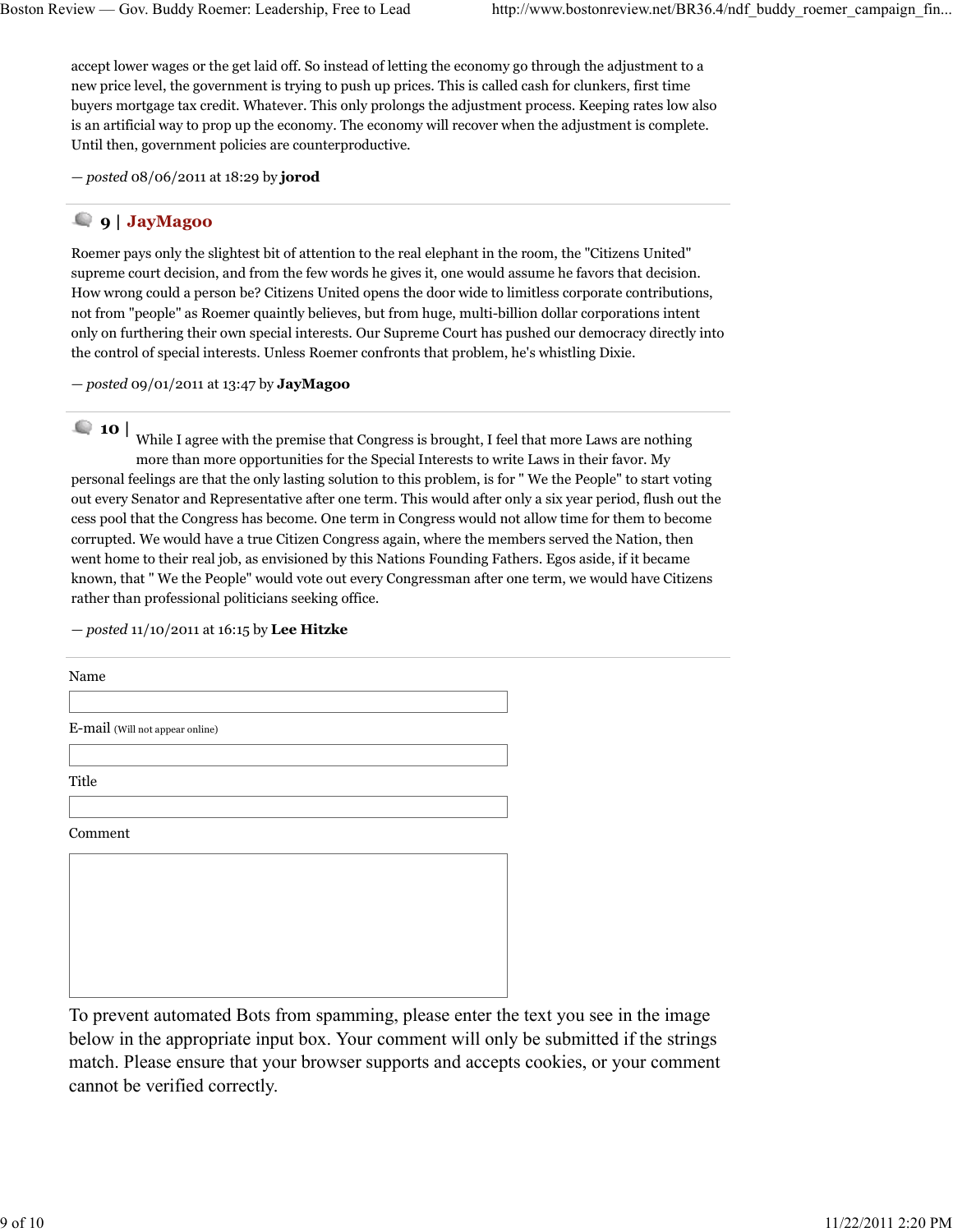accept lower wages or the get laid off. So instead of letting the economy go through the adjustment to a new price level, the government is trying to push up prices. This is called cash for clunkers, first time buyers mortgage tax credit. Whatever. This only prolongs the adjustment process. Keeping rates low also is an artificial way to prop up the economy. The economy will recover when the adjustment is complete. Until then, government policies are counterproductive.

— *posted* 08/06/2011 at 18:29 by **jorod**

### 9 | JayMagoo

Roemer pays only the slightest bit of attention to the real elephant in the room, the "Citizens United" supreme court decision, and from the few words he gives it, one would assume he favors that decision. How wrong could a person be? Citizens United opens the door wide to limitless corporate contributions, not from "people" as Roemer quaintly believes, but from huge, multi-billion dollar corporations intent only on furthering their own special interests. Our Supreme Court has pushed our democracy directly into the control of special interests. Unless Roemer confronts that problem, he's whistling Dixie.

— *posted* 09/01/2011 at 13:47 by **JayMagoo**

### 10 |

While I agree with the premise that Congress is brought, I feel that more Laws are nothing more than more opportunities for the Special Interests to write Laws in their favor. My personal feelings are that the only lasting solution to this problem, is for " We the People" to start voting out every Senator and Representative after one term. This would after only a six year period, flush out the cess pool that the Congress has become. One term in Congress would not allow time for them to become corrupted. We would have a true Citizen Congress again, where the members served the Nation, then went home to their real job, as envisioned by this Nations Founding Fathers. Egos aside, if it became known, that " We the People" would vote out every Congressman after one term, we would have Citizens rather than professional politicians seeking office.

— *posted* 11/10/2011 at 16:15 by **Lee Hitzke**

Name

E-mail (Will not appear online)

Title

Comment

To prevent automated Bots from spamming, please enter the text you see in the image below in the appropriate input box. Your comment will only be submitted if the strings match. Please ensure that your browser supports and accepts cookies, or your comment cannot be verified correctly.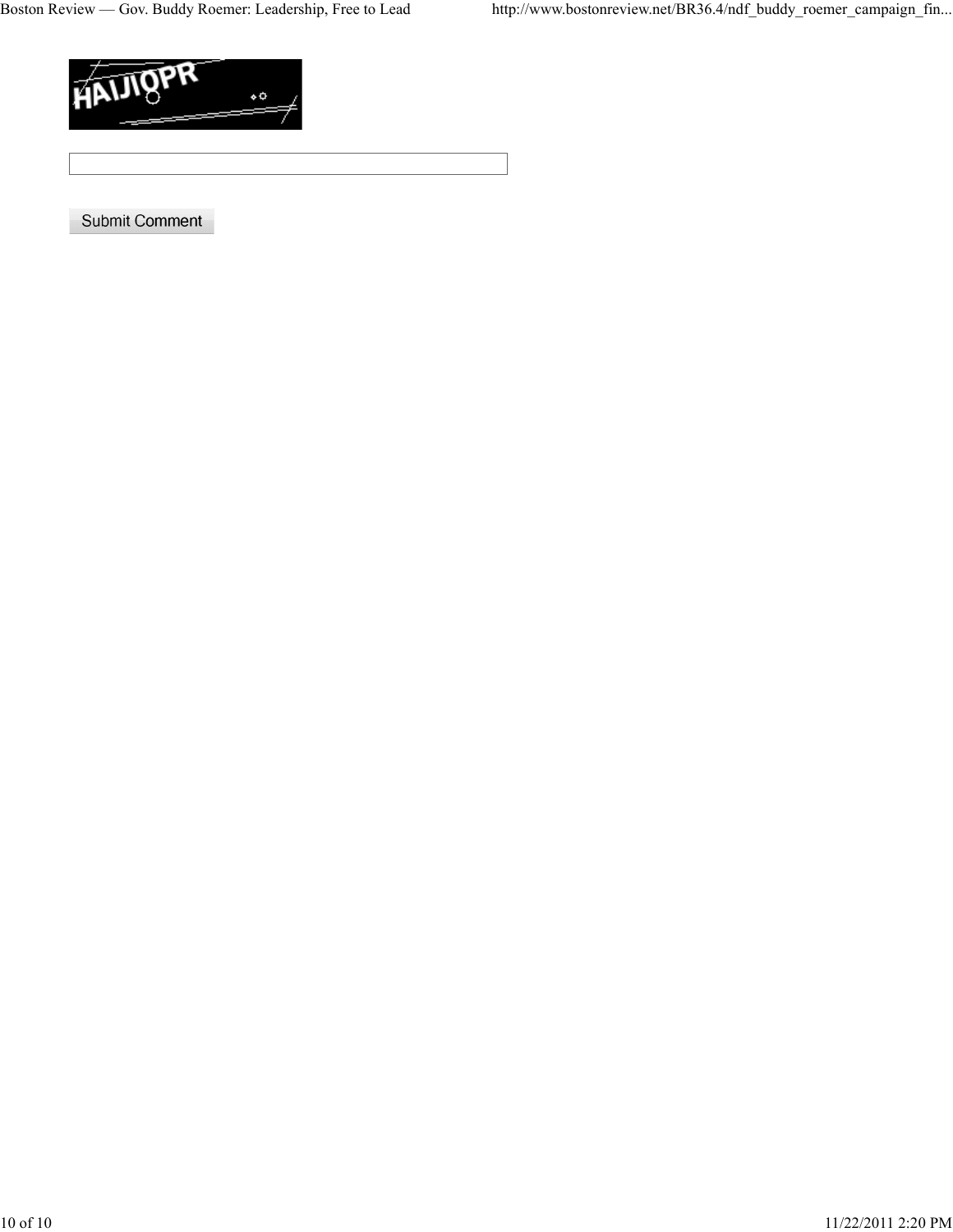Submit Comment